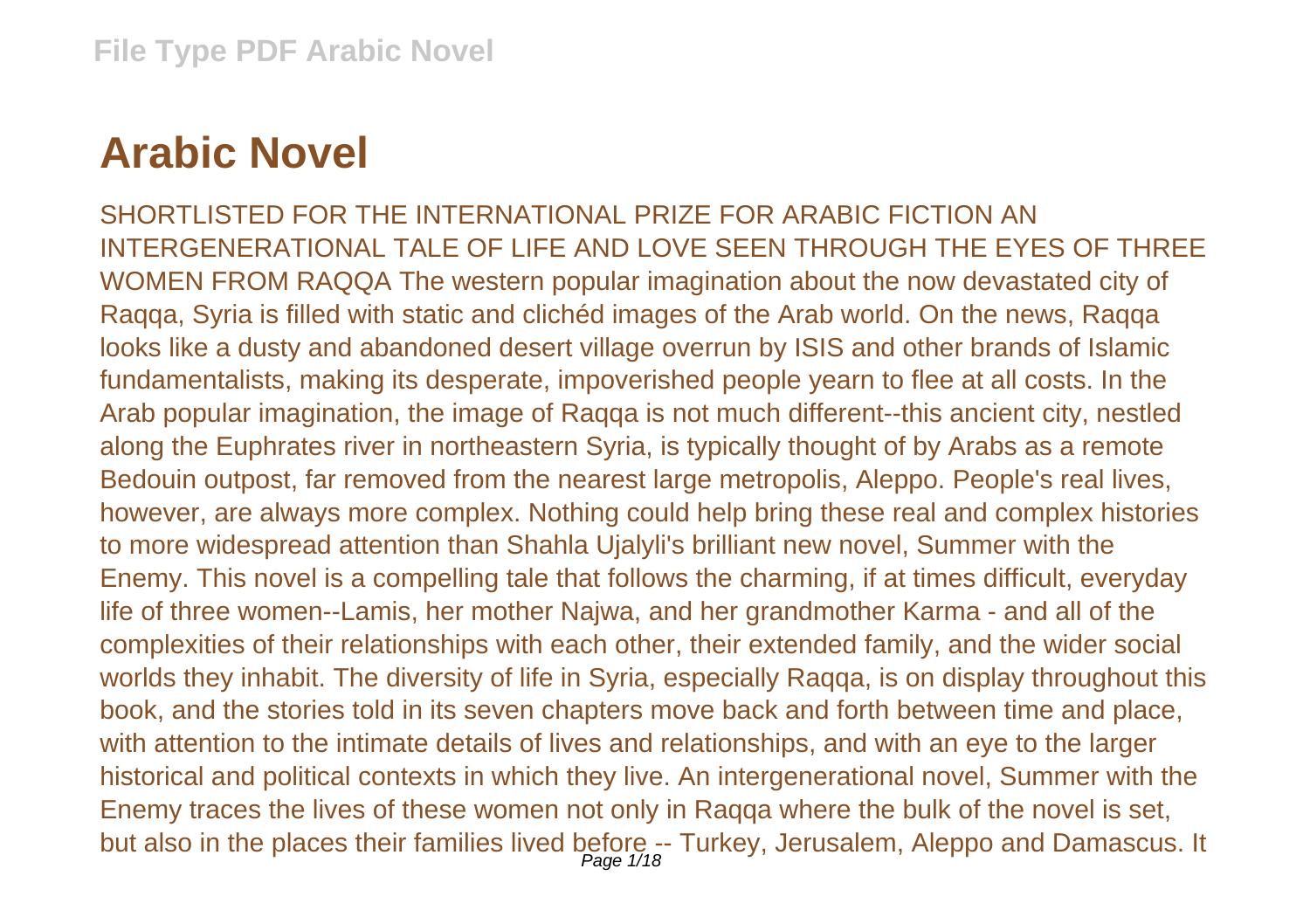# Arabic Novel

SHORTLISTED FOR THE INTERNATIONAL PRIZE FOR ARABIC FICTION AN INTERGENERATIONAL TALE OF LIFE AND LOVE SEEN THROUGH THE EYES OF THREE WOMEN FROM RAQQA The western popular imagination about the now devastated city of Raqqa, Syria is filled with static and clichéd images of the Arab world. On the news, Raqqa looks like a dusty and abandoned desert village overrun by ISIS and other brands of Islamic fundamentalists, making its desperate, impoverished people yearn to flee at all costs. In the Arab popular imagination, the image of Raqqa is not much different--this ancient city, nestled along the Euphrates river in northeastern Syria, is typically thought of by Arabs as a remote Bedouin outpost, far removed from the nearest large metropolis, Aleppo. People's real lives, however, are always more complex. Nothing could help bring these real and complex histories to more widespread attention than Shahla Ujalyli's brilliant new novel, Summer with the Enemy. This novel is a compelling tale that follows the charming, if at times difficult, everyday life of three women--Lamis, her mother Najwa, and her grandmother Karma - and all of the complexities of their relationships with each other, their extended family, and the wider social worlds they inhabit. The diversity of life in Syria, especially Raqqa, is on display throughout this book, and the stories told in its seven chapters move back and forth between time and place, with attention to the intimate details of lives and relationships, and with an eye to the larger historical and political contexts in which they live. An intergenerational novel, Summer with the Enemy traces the lives of these women not only in Raqqa where the bulk of the novel is set, but also in the places their families lived before -- Turkey, Jerusalem, Aleppo and Damascus. It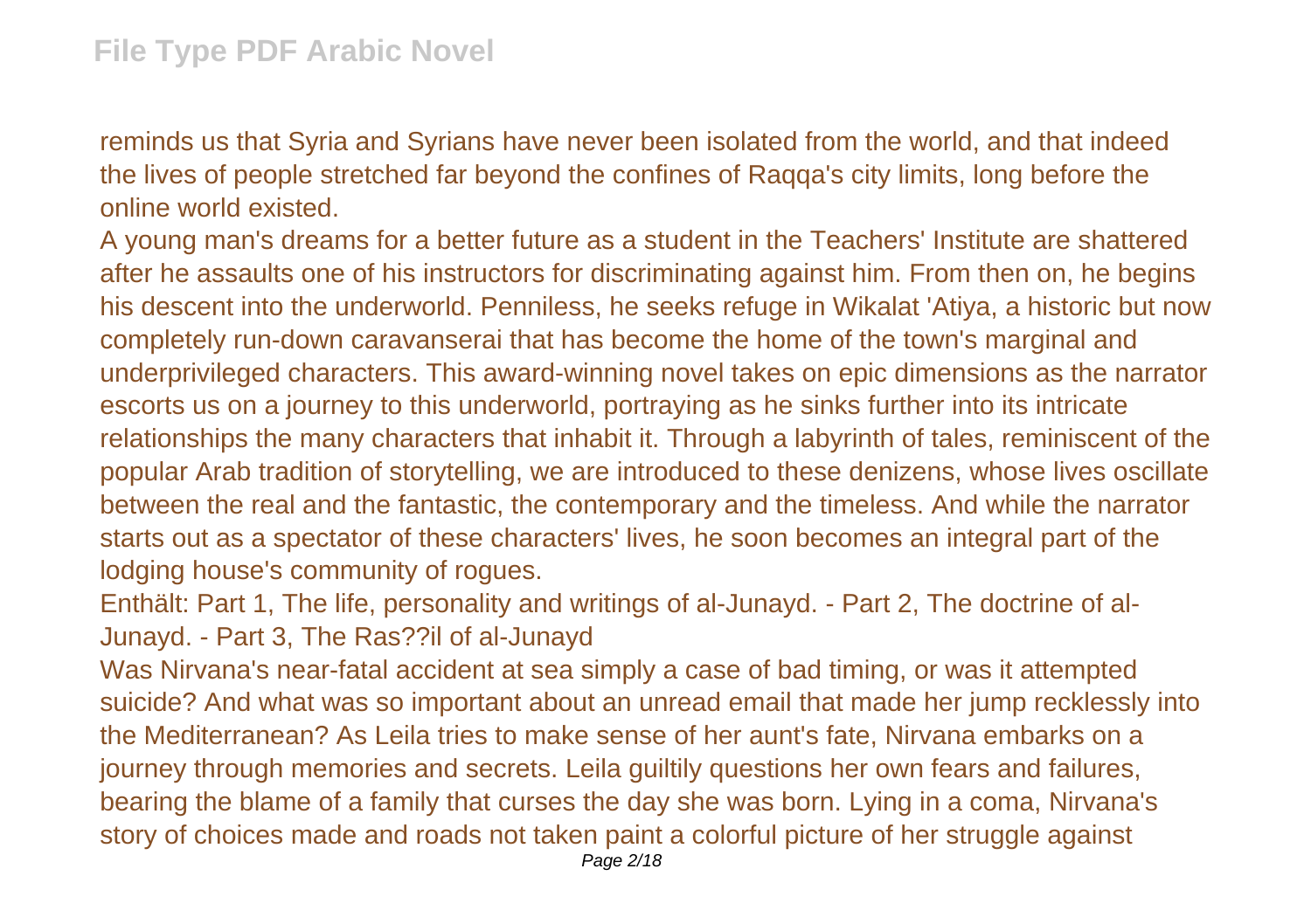reminds us that Syria and Syrians have never been isolated from the world, and that indeed the lives of people stretched far beyond the confines of Raqqa's city limits, long before the online world existed.

A young man's dreams for a better future as a student in the Teachers' Institute are shattered after he assaults one of his instructors for discriminating against him. From then on, he begins his descent into the underworld. Penniless, he seeks refuge in Wikalat 'Atiya, a historic but now completely run-down caravanserai that has become the home of the town's marginal and underprivileged characters. This award-winning novel takes on epic dimensions as the narrator escorts us on a journey to this underworld, portraying as he sinks further into its intricate relationships the many characters that inhabit it. Through a labyrinth of tales, reminiscent of the popular Arab tradition of storytelling, we are introduced to these denizens, whose lives oscillate between the real and the fantastic, the contemporary and the timeless. And while the narrator starts out as a spectator of these characters' lives, he soon becomes an integral part of the lodging house's community of rogues.

Enthält: Part 1, The life, personality and writings of al-Junayd. - Part 2, The doctrine of al-Junayd. - Part 3, The Ras??il of al-Junayd

Was Nirvana's near-fatal accident at sea simply a case of bad timing, or was it attempted suicide? And what was so important about an unread email that made her jump recklessly into the Mediterranean? As Leila tries to make sense of her aunt's fate, Nirvana embarks on a journey through memories and secrets. Leila guiltily questions her own fears and failures, bearing the blame of a family that curses the day she was born. Lying in a coma, Nirvana's story of choices made and roads not taken paint a colorful picture of her struggle against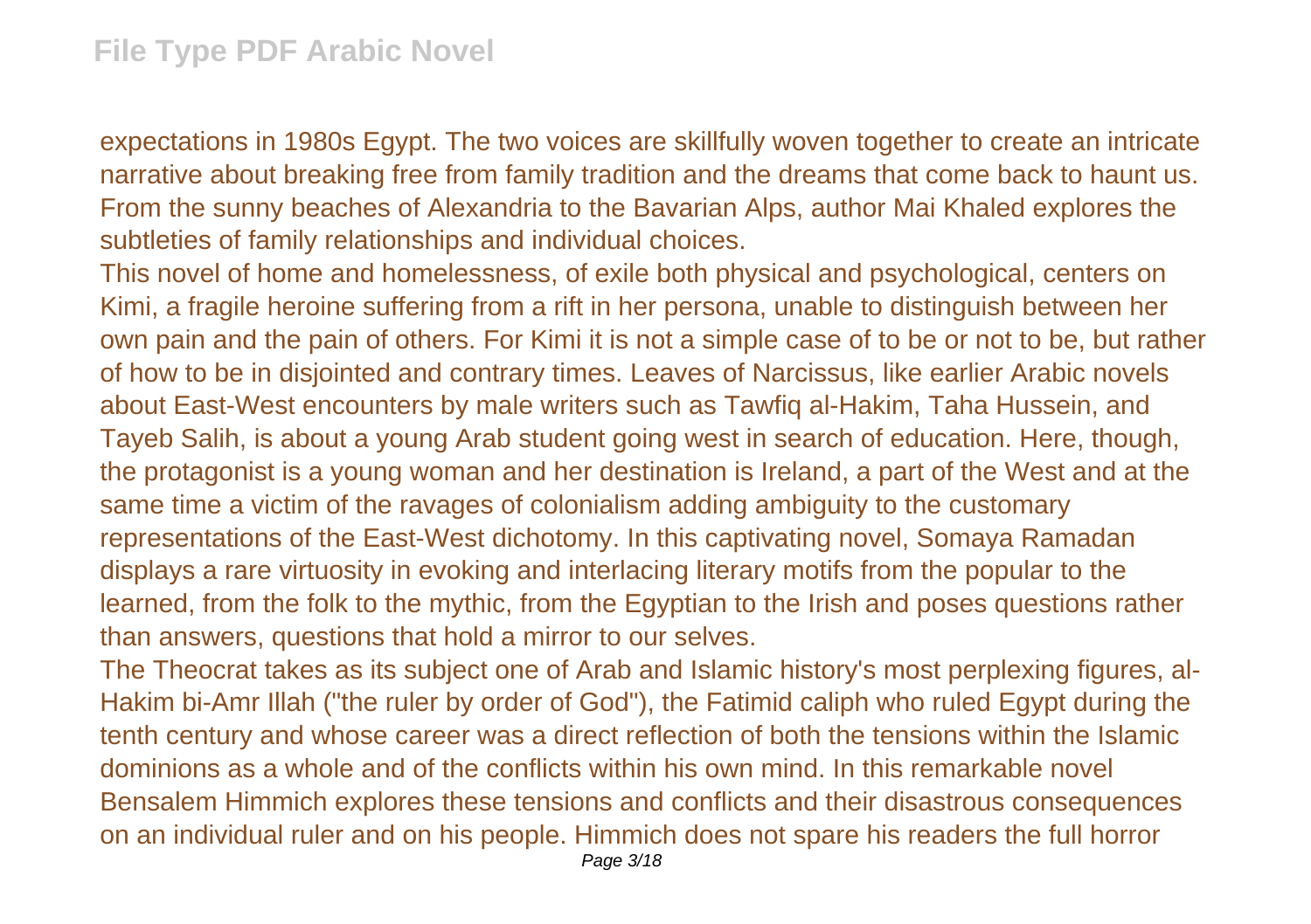expectations in 1980s Egypt. The two voices are skillfully woven together to create an intricate narrative about breaking free from family tradition and the dreams that come back to haunt us. From the sunny beaches of Alexandria to the Bavarian Alps, author Mai Khaled explores the subtleties of family relationships and individual choices.

This novel of home and homelessness, of exile both physical and psychological, centers on Kimi, a fragile heroine suffering from a rift in her persona, unable to distinguish between her own pain and the pain of others. For Kimi it is not a simple case of to be or not to be, but rather of how to be in disjointed and contrary times. Leaves of Narcissus, like earlier Arabic novels about East-West encounters by male writers such as Tawfiq al-Hakim, Taha Hussein, and Tayeb Salih, is about a young Arab student going west in search of education. Here, though, the protagonist is a young woman and her destination is Ireland, a part of the West and at the same time a victim of the ravages of colonialism adding ambiguity to the customary representations of the East-West dichotomy. In this captivating novel, Somaya Ramadan displays a rare virtuosity in evoking and interlacing literary motifs from the popular to the learned, from the folk to the mythic, from the Egyptian to the Irish and poses questions rather than answers, questions that hold a mirror to our selves.

The Theocrat takes as its subject one of Arab and Islamic history's most perplexing figures, al-Hakim bi-Amr Illah ("the ruler by order of God"), the Fatimid caliph who ruled Egypt during the tenth century and whose career was a direct reflection of both the tensions within the Islamic dominions as a whole and of the conflicts within his own mind. In this remarkable novel Bensalem Himmich explores these tensions and conflicts and their disastrous consequences on an individual ruler and on his people. Himmich does not spare his readers the full horror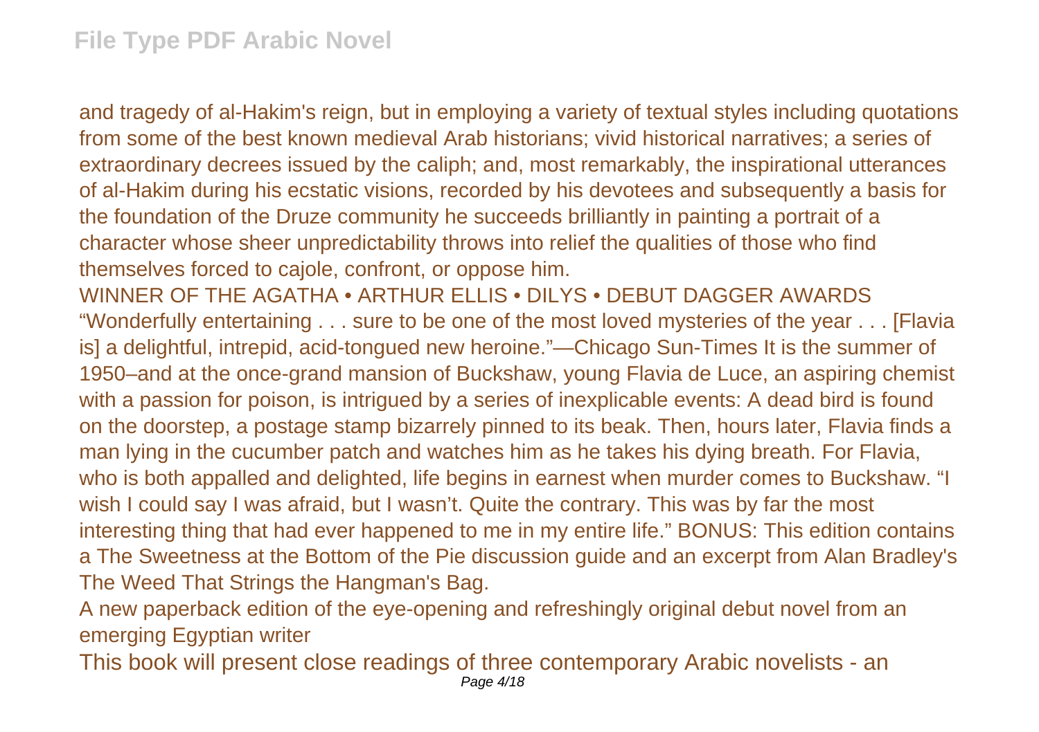and tragedy of al-Hakim's reign, but in employing a variety of textual styles including quotations from some of the best known medieval Arab historians; vivid historical narratives; a series of extraordinary decrees issued by the caliph; and, most remarkably, the inspirational utterances of al-Hakim during his ecstatic visions, recorded by his devotees and subsequently a basis for the foundation of the Druze community he succeeds brilliantly in painting a portrait of a character whose sheer unpredictability throws into relief the qualities of those who find themselves forced to cajole, confront, or oppose him.

WINNER OF THE AGATHA • ARTHUR ELLIS • DILYS • DEBUT DAGGER AWARDS "Wonderfully entertaining . . . sure to be one of the most loved mysteries of the year . . . [Flavia is] a delightful, intrepid, acid-tongued new heroine."—Chicago Sun-Times It is the summer of 1950–and at the once-grand mansion of Buckshaw, young Flavia de Luce, an aspiring chemist with a passion for poison, is intrigued by a series of inexplicable events: A dead bird is found on the doorstep, a postage stamp bizarrely pinned to its beak. Then, hours later, Flavia finds a man lying in the cucumber patch and watches him as he takes his dying breath. For Flavia, who is both appalled and delighted, life begins in earnest when murder comes to Buckshaw. "I wish I could say I was afraid, but I wasn't. Quite the contrary. This was by far the most interesting thing that had ever happened to me in my entire life." BONUS: This edition contains a The Sweetness at the Bottom of the Pie discussion guide and an excerpt from Alan Bradley's The Weed That Strings the Hangman's Bag.

A new paperback edition of the eye-opening and refreshingly original debut novel from an emerging Egyptian writer

This book will present close readings of three contemporary Arabic novelists - an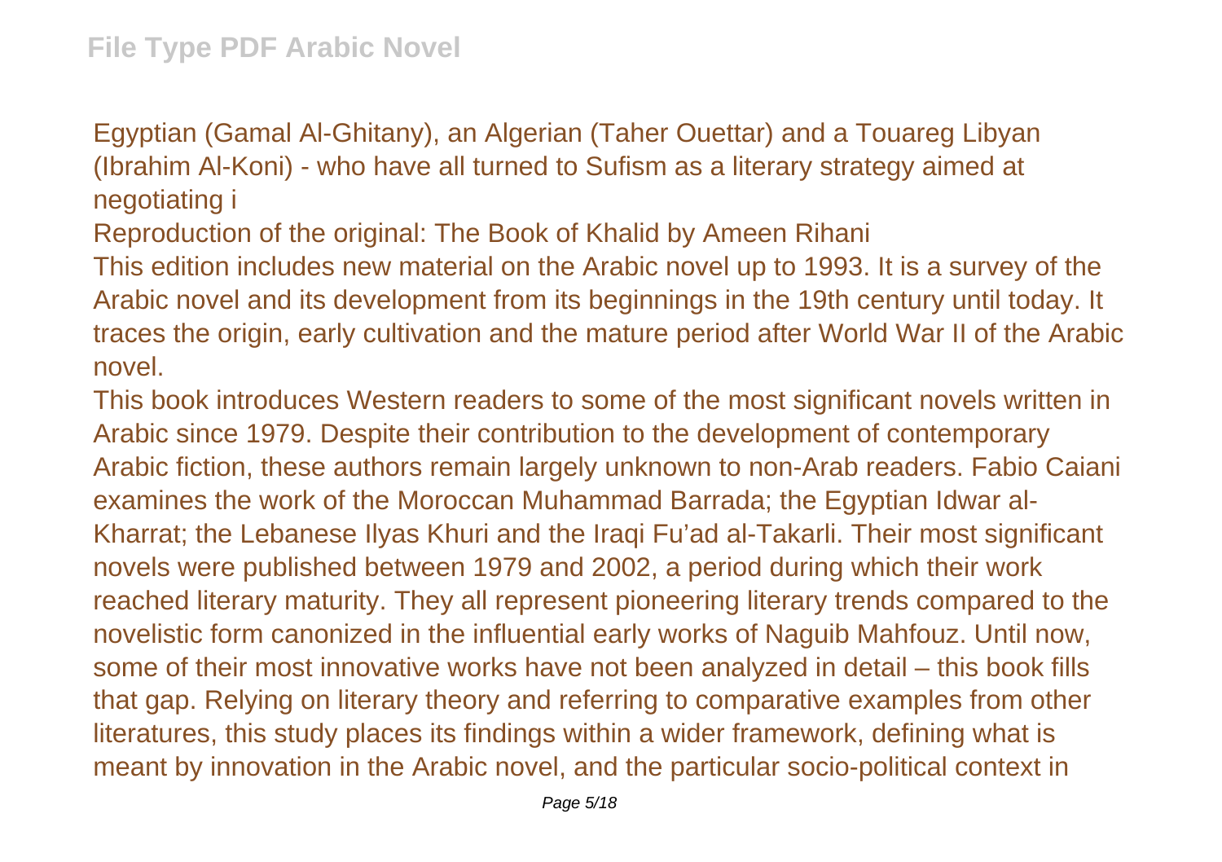Egyptian (Gamal Al-Ghitany), an Algerian (Taher Ouettar) and a Touareg Libyan (Ibrahim Al-Koni) - who have all turned to Sufism as a literary strategy aimed at negotiating i

Reproduction of the original: The Book of Khalid by Ameen Rihani

This edition includes new material on the Arabic novel up to 1993. It is a survey of the Arabic novel and its development from its beginnings in the 19th century until today. It traces the origin, early cultivation and the mature period after World War II of the Arabic novel.

This book introduces Western readers to some of the most significant novels written in Arabic since 1979. Despite their contribution to the development of contemporary Arabic fiction, these authors remain largely unknown to non-Arab readers. Fabio Caiani examines the work of the Moroccan Muhammad Barrada; the Egyptian Idwar al-Kharrat; the Lebanese Ilyas Khuri and the Iraqi Fu'ad al-Takarli. Their most significant novels were published between 1979 and 2002, a period during which their work reached literary maturity. They all represent pioneering literary trends compared to the novelistic form canonized in the influential early works of Naguib Mahfouz. Until now, some of their most innovative works have not been analyzed in detail – this book fills that gap. Relying on literary theory and referring to comparative examples from other literatures, this study places its findings within a wider framework, defining what is meant by innovation in the Arabic novel, and the particular socio-political context in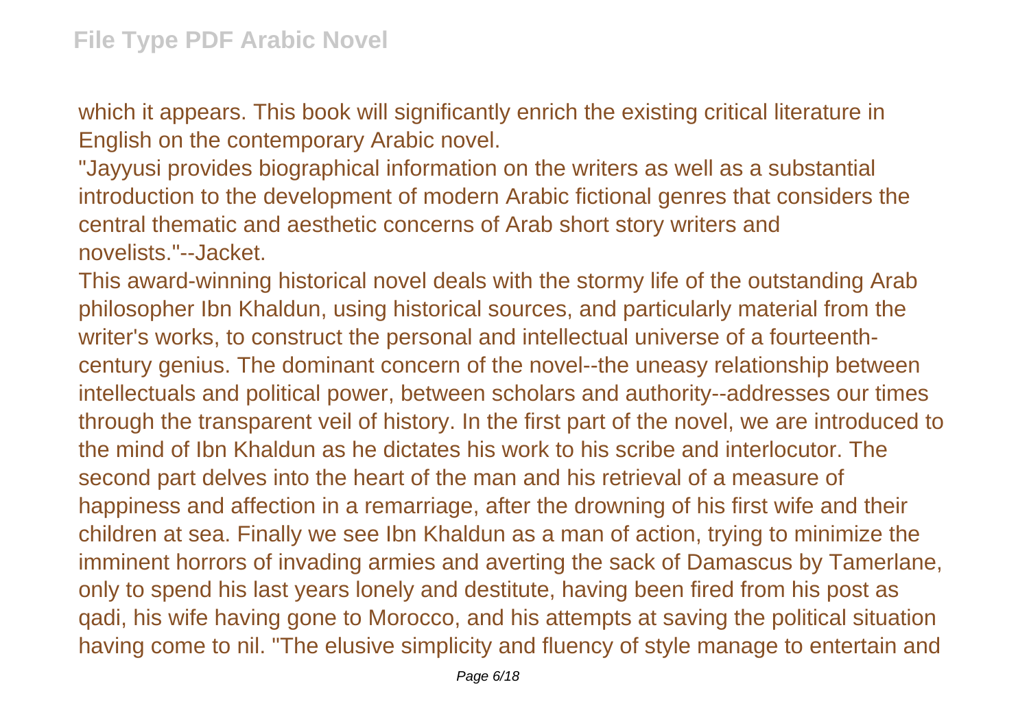which it appears. This book will significantly enrich the existing critical literature in English on the contemporary Arabic novel.

"Jayyusi provides biographical information on the writers as well as a substantial introduction to the development of modern Arabic fictional genres that considers the central thematic and aesthetic concerns of Arab short story writers and novelists."--Jacket.

This award-winning historical novel deals with the stormy life of the outstanding Arab philosopher Ibn Khaldun, using historical sources, and particularly material from the writer's works, to construct the personal and intellectual universe of a fourteenth-century genius. The dominant concern of the novel--the uneasy relationship between intellectuals and political power, between scholars and authority--addresses our times through the transparent veil of history. In the first part of the novel, we are introduced to the mind of Ibn Khaldun as he dictates his work to his scribe and interlocutor. The second part delves into the heart of the man and his retrieval of a measure of happiness and affection in a remarriage, after the drowning of his first wife and their children at sea. Finally we see Ibn Khaldun as a man of action, trying to minimize the imminent horrors of invading armies and averting the sack of Damascus by Tamerlane, only to spend his last years lonely and destitute, having been fired from his post as qadi, his wife having gone to Morocco, and his attempts at saving the political situation having come to nil. "The elusive simplicity and fluency of style manage to entertain and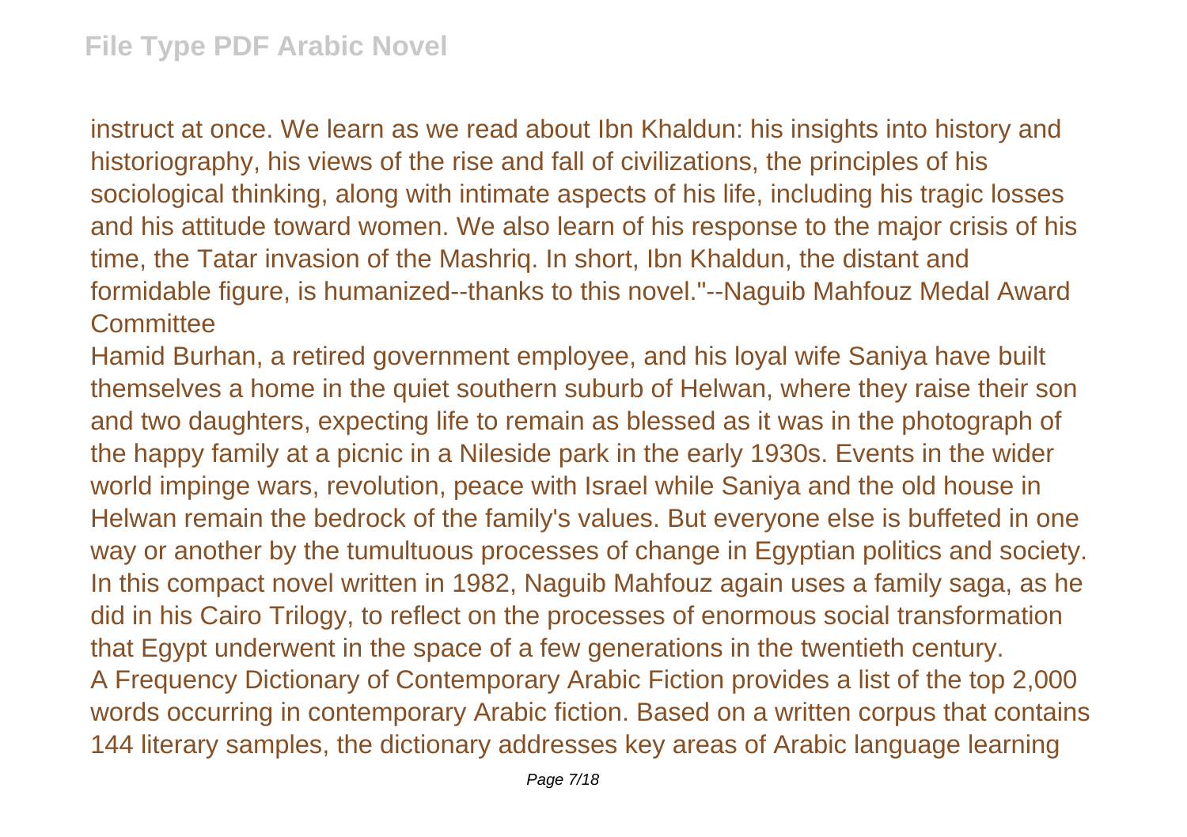instruct at once. We learn as we read about Ibn Khaldun: his insights into history and historiography, his views of the rise and fall of civilizations, the principles of his sociological thinking, along with intimate aspects of his life, including his tragic losses and his attitude toward women. We also learn of his response to the major crisis of his time, the Tatar invasion of the Mashriq. In short, Ibn Khaldun, the distant and formidable figure, is humanized--thanks to this novel."--Naguib Mahfouz Medal Award Committee

Hamid Burhan, a retired government employee, and his loyal wife Saniya have built themselves a home in the quiet southern suburb of Helwan, where they raise their son and two daughters, expecting life to remain as blessed as it was in the photograph of the happy family at a picnic in a Nileside park in the early 1930s. Events in the wider world impinge wars, revolution, peace with Israel while Saniya and the old house in Helwan remain the bedrock of the family's values. But everyone else is buffeted in one way or another by the tumultuous processes of change in Egyptian politics and society. In this compact novel written in 1982, Naguib Mahfouz again uses a family saga, as he did in his Cairo Trilogy, to reflect on the processes of enormous social transformation that Egypt underwent in the space of a few generations in the twentieth century.

A Frequency Dictionary of Contemporary Arabic Fiction provides a list of the top 2,000 words occurring in contemporary Arabic fiction. Based on a written corpus that contains 144 literary samples, the dictionary addresses key areas of Arabic language learning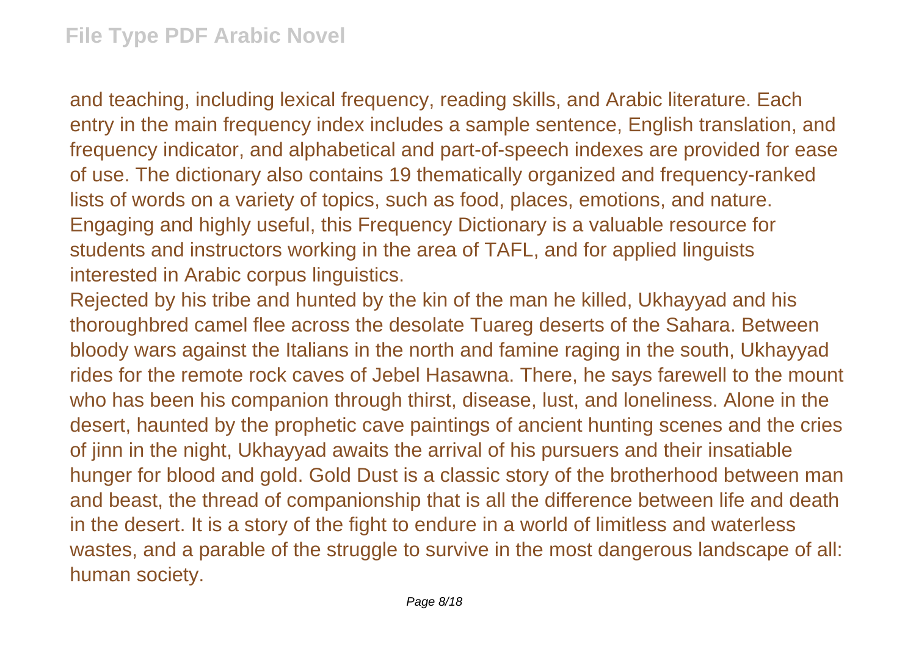and teaching, including lexical frequency, reading skills, and Arabic literature. Each entry in the main frequency index includes a sample sentence, English translation, and frequency indicator, and alphabetical and part-of-speech indexes are provided for ease of use. The dictionary also contains 19 thematically organized and frequency-ranked lists of words on a variety of topics, such as food, places, emotions, and nature. Engaging and highly useful, this Frequency Dictionary is a valuable resource for students and instructors working in the area of TAFL, and for applied linguists interested in Arabic corpus linguistics.

Rejected by his tribe and hunted by the kin of the man he killed, Ukhayyad and his thoroughbred camel flee across the desolate Tuareg deserts of the Sahara. Between bloody wars against the Italians in the north and famine raging in the south, Ukhayyad rides for the remote rock caves of Jebel Hasawna. There, he says farewell to the mount who has been his companion through thirst, disease, lust, and loneliness. Alone in the desert, haunted by the prophetic cave paintings of ancient hunting scenes and the cries of jinn in the night, Ukhayyad awaits the arrival of his pursuers and their insatiable hunger for blood and gold. Gold Dust is a classic story of the brotherhood between man and beast, the thread of companionship that is all the difference between life and death in the desert. It is a story of the fight to endure in a world of limitless and waterless wastes, and a parable of the struggle to survive in the most dangerous landscape of all: human society.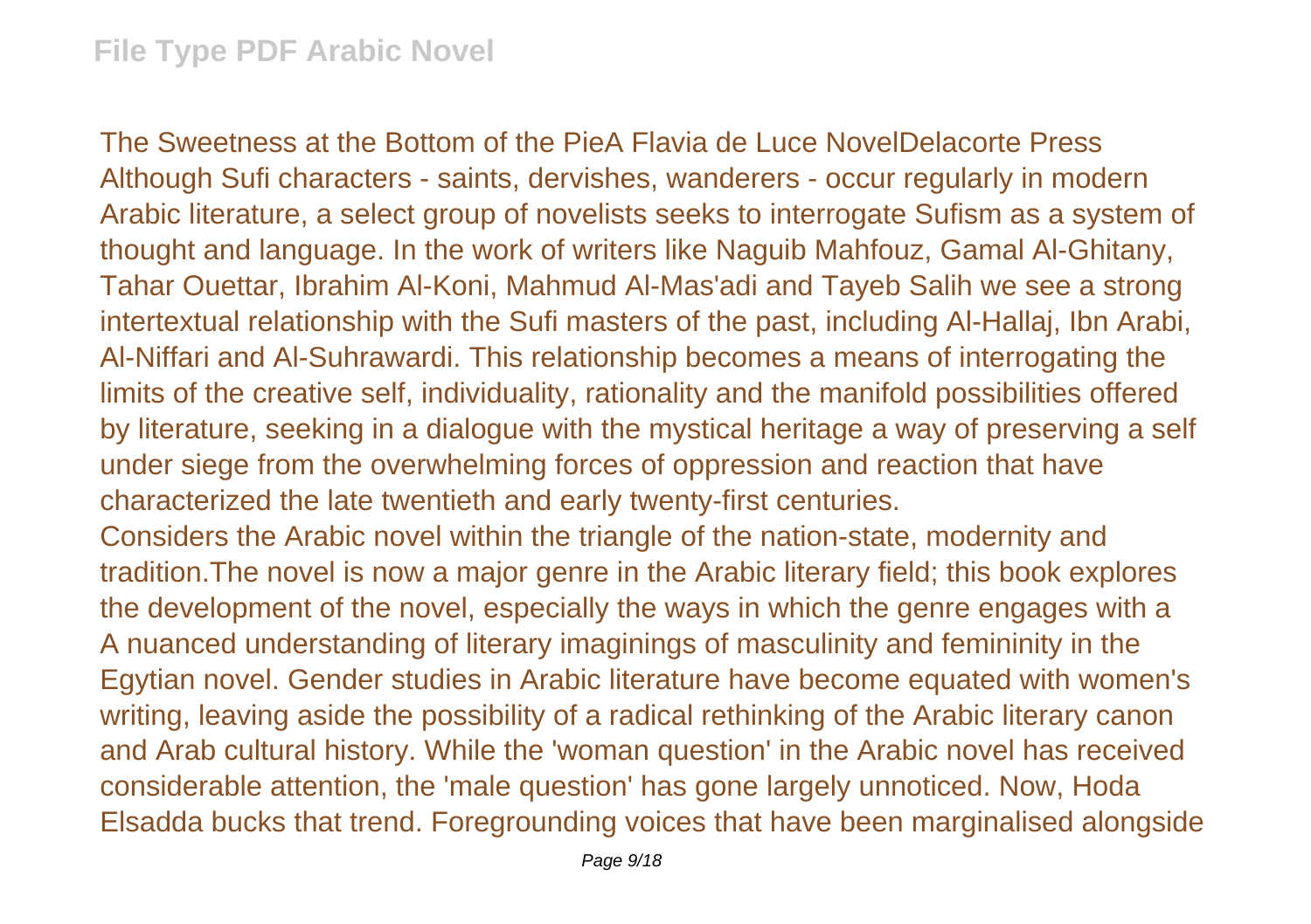The Sweetness at the Bottom of the PieA Flavia de Luce NovelDelacorte Press Although Sufi characters - saints, dervishes, wanderers - occur regularly in modern Arabic literature, a select group of novelists seeks to interrogate Sufism as a system of thought and language. In the work of writers like Naguib Mahfouz, Gamal Al-Ghitany, Tahar Ouettar, Ibrahim Al-Koni, Mahmud Al-Mas'adi and Tayeb Salih we see a strong intertextual relationship with the Sufi masters of the past, including Al-Hallaj, Ibn Arabi, Al-Niffari and Al-Suhrawardi. This relationship becomes a means of interrogating the limits of the creative self, individuality, rationality and the manifold possibilities offered by literature, seeking in a dialogue with the mystical heritage a way of preserving a self under siege from the overwhelming forces of oppression and reaction that have characterized the late twentieth and early twenty-first centuries.

Considers the Arabic novel within the triangle of the nation-state, modernity and tradition.The novel is now a major genre in the Arabic literary field; this book explores the development of the novel, especially the ways in which the genre engages with a A nuanced understanding of literary imaginings of masculinity and femininity in the Egytian novel. Gender studies in Arabic literature have become equated with women's writing, leaving aside the possibility of a radical rethinking of the Arabic literary canon and Arab cultural history. While the 'woman question' in the Arabic novel has received considerable attention, the 'male question' has gone largely unnoticed. Now, Hoda Elsadda bucks that trend. Foregrounding voices that have been marginalised alongside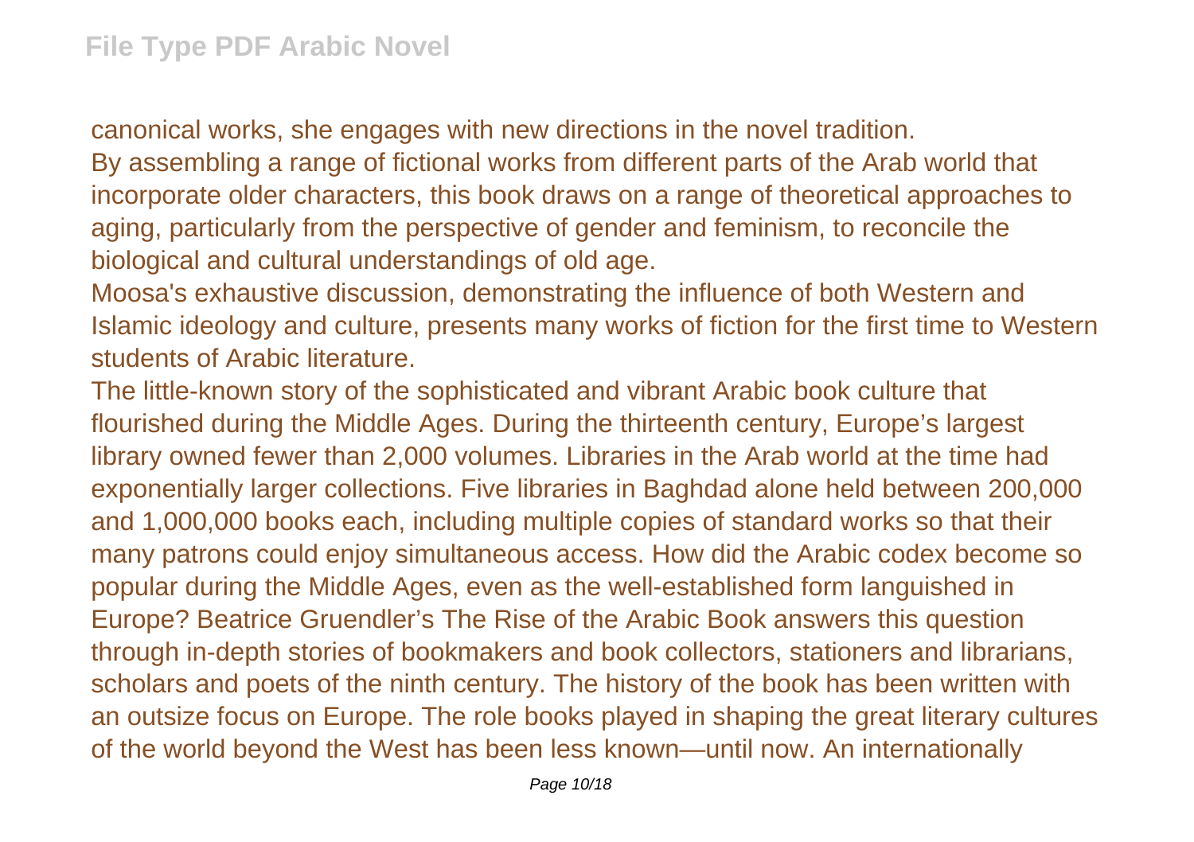canonical works, she engages with new directions in the novel tradition.

By assembling a range of fictional works from different parts of the Arab world that incorporate older characters, this book draws on a range of theoretical approaches to aging, particularly from the perspective of gender and feminism, to reconcile the biological and cultural understandings of old age.

Moosa's exhaustive discussion, demonstrating the influence of both Western and Islamic ideology and culture, presents many works of fiction for the first time to Western students of Arabic literature.

The little-known story of the sophisticated and vibrant Arabic book culture that flourished during the Middle Ages. During the thirteenth century, Europe's largest library owned fewer than 2,000 volumes. Libraries in the Arab world at the time had exponentially larger collections. Five libraries in Baghdad alone held between 200,000 and 1,000,000 books each, including multiple copies of standard works so that their many patrons could enjoy simultaneous access. How did the Arabic codex become so popular during the Middle Ages, even as the well-established form languished in Europe? Beatrice Gruendler's The Rise of the Arabic Book answers this question through in-depth stories of bookmakers and book collectors, stationers and librarians, scholars and poets of the ninth century. The history of the book has been written with an outsize focus on Europe. The role books played in shaping the great literary cultures of the world beyond the West has been less known—until now. An internationally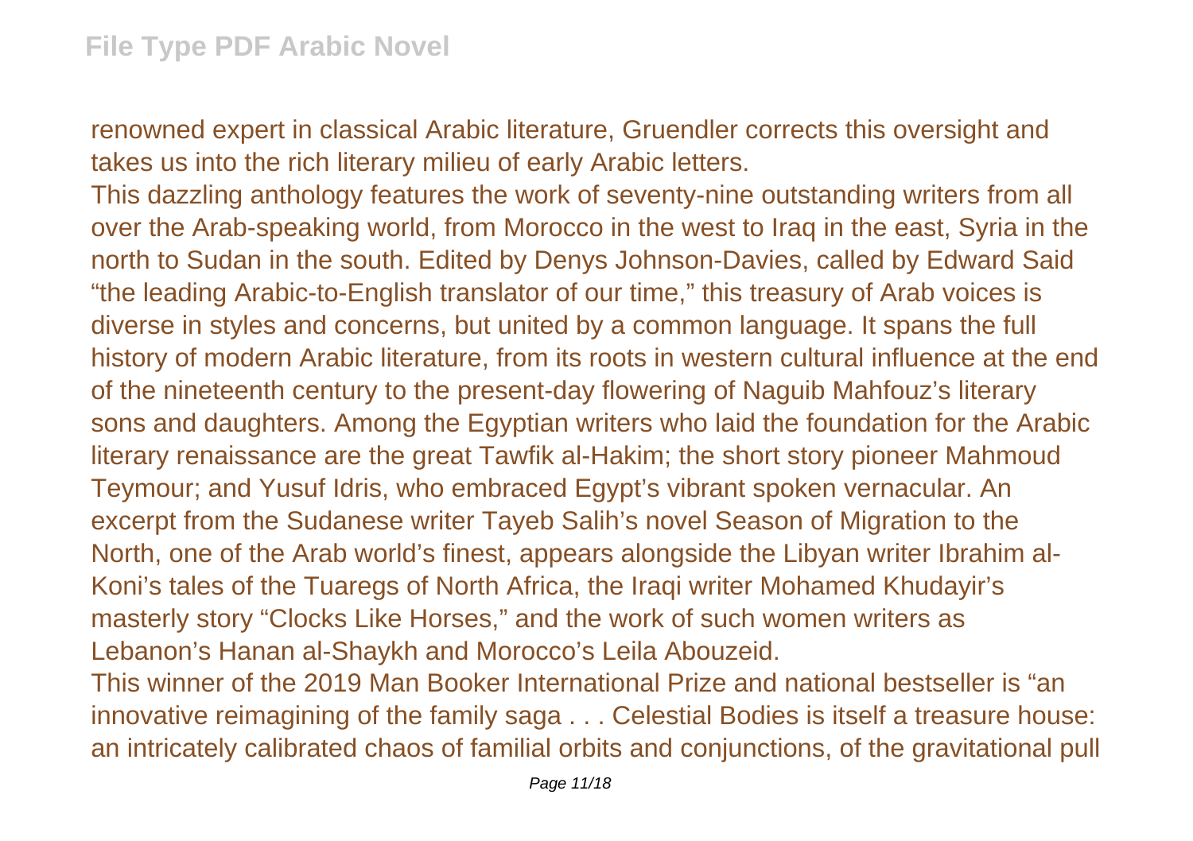renowned expert in classical Arabic literature, Gruendler corrects this oversight and takes us into the rich literary milieu of early Arabic letters.

This dazzling anthology features the work of seventy-nine outstanding writers from all over the Arab-speaking world, from Morocco in the west to Iraq in the east, Syria in the north to Sudan in the south. Edited by Denys Johnson-Davies, called by Edward Said "the leading Arabic-to-English translator of our time," this treasury of Arab voices is diverse in styles and concerns, but united by a common language. It spans the full history of modern Arabic literature, from its roots in western cultural influence at the end of the nineteenth century to the present-day flowering of Naguib Mahfouz's literary sons and daughters. Among the Egyptian writers who laid the foundation for the Arabic literary renaissance are the great Tawfik al-Hakim; the short story pioneer Mahmoud Teymour; and Yusuf Idris, who embraced Egypt's vibrant spoken vernacular. An excerpt from the Sudanese writer Tayeb Salih's novel Season of Migration to the North, one of the Arab world's finest, appears alongside the Libyan writer Ibrahim al-Koni's tales of the Tuaregs of North Africa, the Iraqi writer Mohamed Khudayir's masterly story "Clocks Like Horses," and the work of such women writers as Lebanon's Hanan al-Shaykh and Morocco's Leila Abouzeid.

This winner of the 2019 Man Booker International Prize and national bestseller is "an innovative reimagining of the family saga . . . Celestial Bodies is itself a treasure house: an intricately calibrated chaos of familial orbits and conjunctions, of the gravitational pull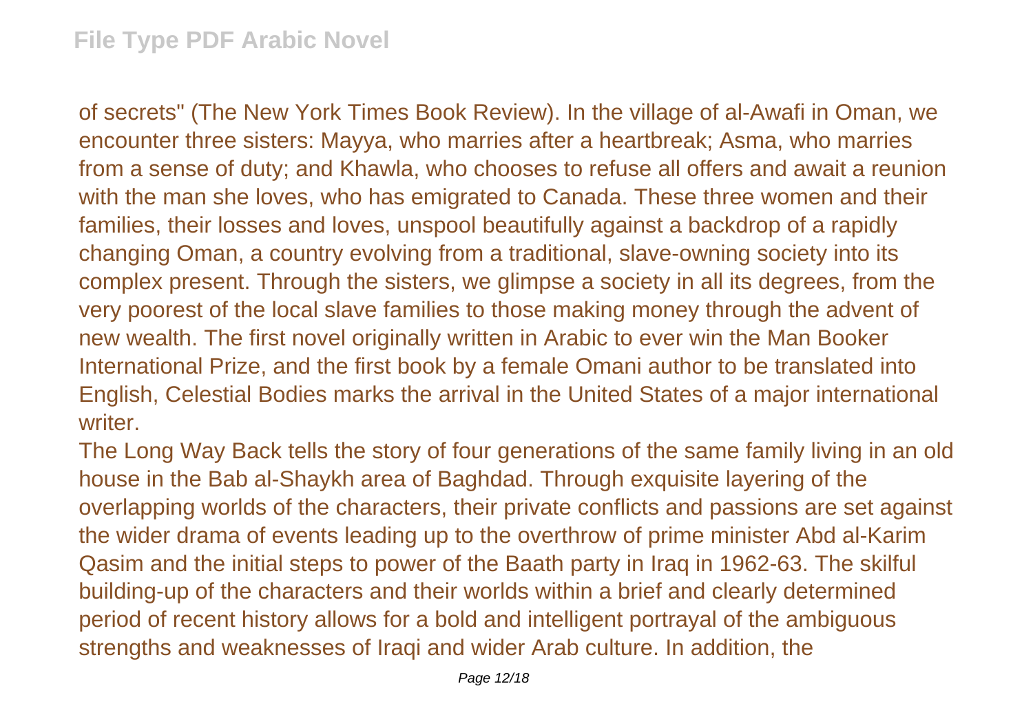of secrets" (The New York Times Book Review). In the village of al-Awafi in Oman, we encounter three sisters: Mayya, who marries after a heartbreak; Asma, who marries from a sense of duty; and Khawla, who chooses to refuse all offers and await a reunion with the man she loves, who has emigrated to Canada. These three women and their families, their losses and loves, unspool beautifully against a backdrop of a rapidly changing Oman, a country evolving from a traditional, slave-owning society into its complex present. Through the sisters, we glimpse a society in all its degrees, from the very poorest of the local slave families to those making money through the advent of new wealth. The first novel originally written in Arabic to ever win the Man Booker International Prize, and the first book by a female Omani author to be translated into English, Celestial Bodies marks the arrival in the United States of a major international writer.

The Long Way Back tells the story of four generations of the same family living in an old house in the Bab al-Shaykh area of Baghdad. Through exquisite layering of the overlapping worlds of the characters, their private conflicts and passions are set against the wider drama of events leading up to the overthrow of prime minister Abd al-Karim Qasim and the initial steps to power of the Baath party in Iraq in 1962-63. The skilful building-up of the characters and their worlds within a brief and clearly determined period of recent history allows for a bold and intelligent portrayal of the ambiguous strengths and weaknesses of Iraqi and wider Arab culture. In addition, the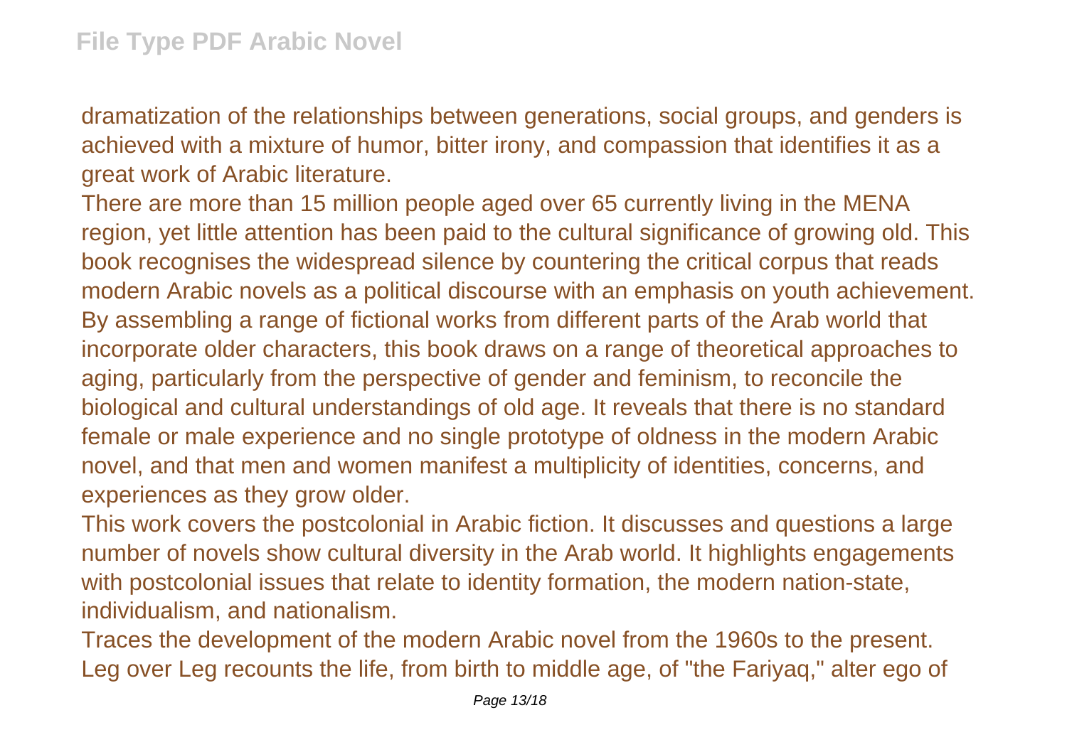dramatization of the relationships between generations, social groups, and genders is achieved with a mixture of humor, bitter irony, and compassion that identifies it as a great work of Arabic literature.

There are more than 15 million people aged over 65 currently living in the MENA region, yet little attention has been paid to the cultural significance of growing old. This book recognises the widespread silence by countering the critical corpus that reads modern Arabic novels as a political discourse with an emphasis on youth achievement. By assembling a range of fictional works from different parts of the Arab world that incorporate older characters, this book draws on a range of theoretical approaches to aging, particularly from the perspective of gender and feminism, to reconcile the biological and cultural understandings of old age. It reveals that there is no standard female or male experience and no single prototype of oldness in the modern Arabic novel, and that men and women manifest a multiplicity of identities, concerns, and experiences as they grow older.

This work covers the postcolonial in Arabic fiction. It discusses and questions a large number of novels show cultural diversity in the Arab world. It highlights engagements with postcolonial issues that relate to identity formation, the modern nation-state, individualism, and nationalism.

Traces the development of the modern Arabic novel from the 1960s to the present.

Leg over Leg recounts the life, from birth to middle age, of "the Fariyaq," alter ego of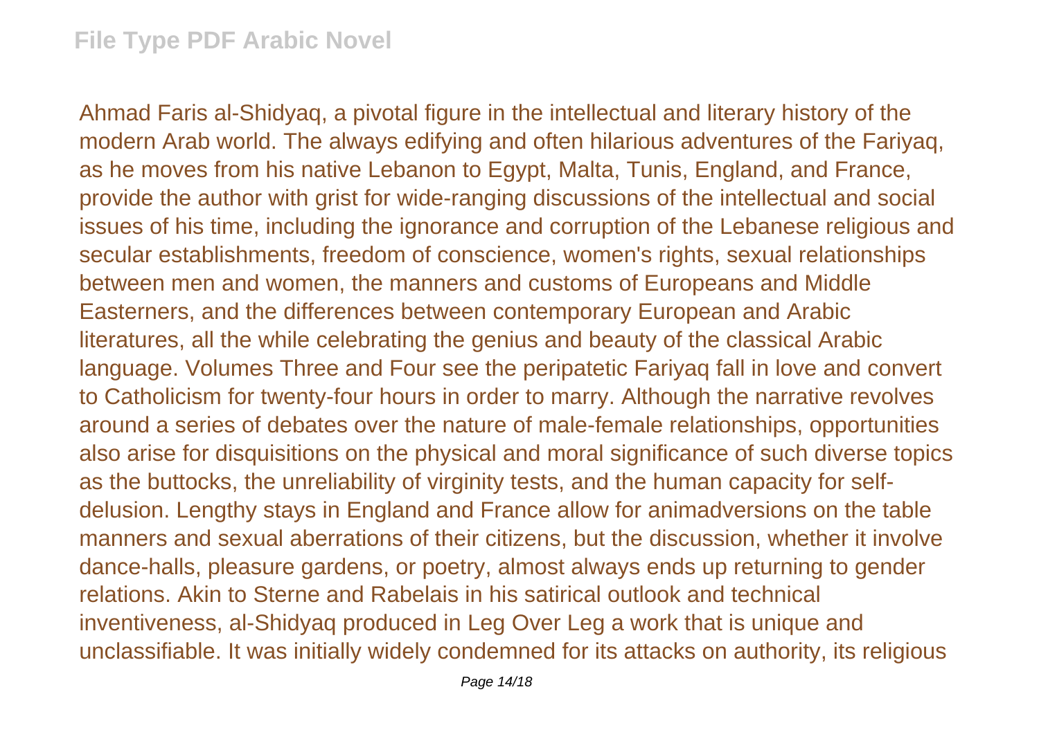Ahmad Faris al-Shidyaq, a pivotal figure in the intellectual and literary history of the modern Arab world. The always edifying and often hilarious adventures of the Fariyaq, as he moves from his native Lebanon to Egypt, Malta, Tunis, England, and France, provide the author with grist for wide-ranging discussions of the intellectual and social issues of his time, including the ignorance and corruption of the Lebanese religious and secular establishments, freedom of conscience, women's rights, sexual relationships between men and women, the manners and customs of Europeans and Middle Easterners, and the differences between contemporary European and Arabic literatures, all the while celebrating the genius and beauty of the classical Arabic language. Volumes Three and Four see the peripatetic Fariyaq fall in love and convert to Catholicism for twenty-four hours in order to marry. Although the narrative revolves around a series of debates over the nature of male-female relationships, opportunities also arise for disquisitions on the physical and moral significance of such diverse topics as the buttocks, the unreliability of virginity tests, and the human capacity for self-delusion. Lengthy stays in England and France allow for animadversions on the table manners and sexual aberrations of their citizens, but the discussion, whether it involve dance-halls, pleasure gardens, or poetry, almost always ends up returning to gender relations. Akin to Sterne and Rabelais in his satirical outlook and technical inventiveness, al-Shidyaq produced in Leg Over Leg a work that is unique and unclassifiable. It was initially widely condemned for its attacks on authority, its religious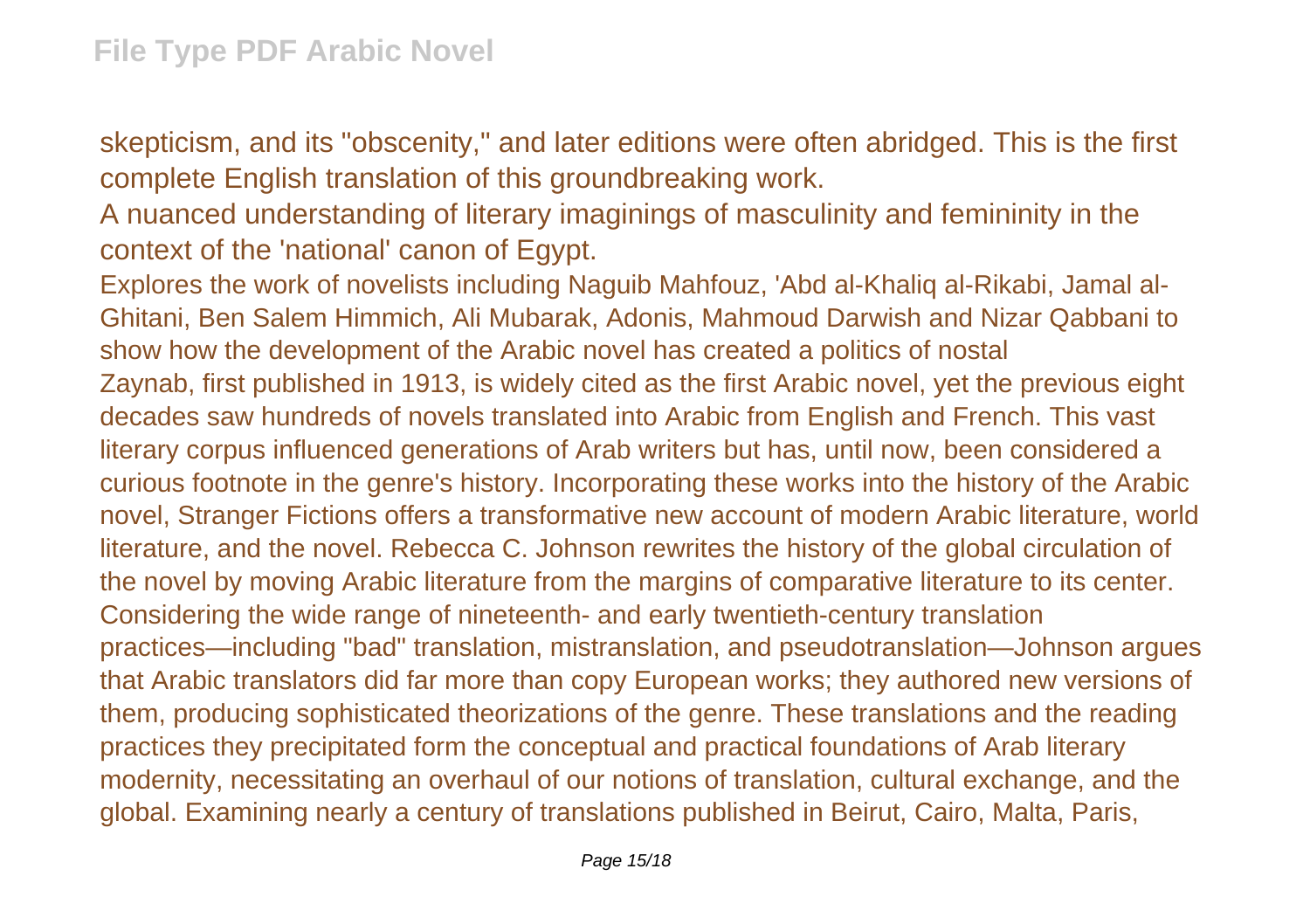skepticism, and its "obscenity," and later editions were often abridged. This is the first complete English translation of this groundbreaking work.

A nuanced understanding of literary imaginings of masculinity and femininity in the context of the 'national' canon of Egypt.

Explores the work of novelists including Naguib Mahfouz, 'Abd al-Khaliq al-Rikabi, Jamal al-Ghitani, Ben Salem Himmich, Ali Mubarak, Adonis, Mahmoud Darwish and Nizar Qabbani to show how the development of the Arabic novel has created a politics of nostal

Zaynab, first published in 1913, is widely cited as the first Arabic novel, yet the previous eight decades saw hundreds of novels translated into Arabic from English and French. This vast literary corpus influenced generations of Arab writers but has, until now, been considered a curious footnote in the genre's history. Incorporating these works into the history of the Arabic novel, Stranger Fictions offers a transformative new account of modern Arabic literature, world literature, and the novel. Rebecca C. Johnson rewrites the history of the global circulation of the novel by moving Arabic literature from the margins of comparative literature to its center. Considering the wide range of nineteenth- and early twentieth-century translation practices—including "bad" translation, mistranslation, and pseudotranslation—Johnson argues that Arabic translators did far more than copy European works; they authored new versions of them, producing sophisticated theorizations of the genre. These translations and the reading practices they precipitated form the conceptual and practical foundations of Arab literary modernity, necessitating an overhaul of our notions of translation, cultural exchange, and the global. Examining nearly a century of translations published in Beirut, Cairo, Malta, Paris,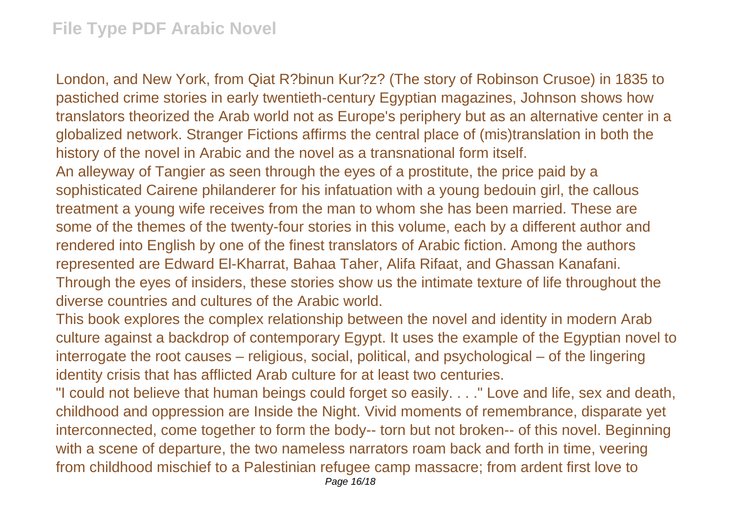London, and New York, from Qiat R?binun Kur?z? (The story of Robinson Crusoe) in 1835 to pastiched crime stories in early twentieth-century Egyptian magazines, Johnson shows how translators theorized the Arab world not as Europe's periphery but as an alternative center in a globalized network. Stranger Fictions affirms the central place of (mis)translation in both the history of the novel in Arabic and the novel as a transnational form itself.

An alleyway of Tangier as seen through the eyes of a prostitute, the price paid by a sophisticated Cairene philanderer for his infatuation with a young bedouin girl, the callous treatment a young wife receives from the man to whom she has been married. These are some of the themes of the twenty-four stories in this volume, each by a different author and rendered into English by one of the finest translators of Arabic fiction. Among the authors represented are Edward El-Kharrat, Bahaa Taher, Alifa Rifaat, and Ghassan Kanafani. Through the eyes of insiders, these stories show us the intimate texture of life throughout the diverse countries and cultures of the Arabic world.

This book explores the complex relationship between the novel and identity in modern Arab culture against a backdrop of contemporary Egypt. It uses the example of the Egyptian novel to interrogate the root causes – religious, social, political, and psychological – of the lingering identity crisis that has afflicted Arab culture for at least two centuries.

"I could not believe that human beings could forget so easily. . . ." Love and life, sex and death, childhood and oppression are Inside the Night. Vivid moments of remembrance, disparate yet interconnected, come together to form the body-- torn but not broken-- of this novel. Beginning with a scene of departure, the two nameless narrators roam back and forth in time, veering from childhood mischief to a Palestinian refugee camp massacre; from ardent first love to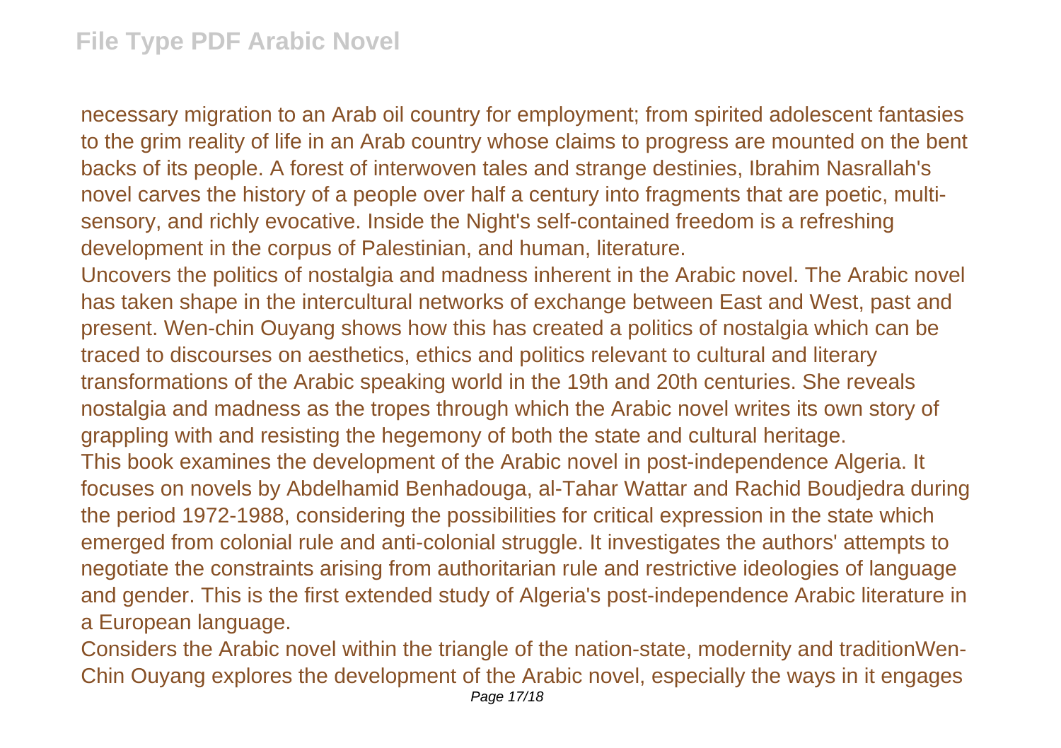necessary migration to an Arab oil country for employment; from spirited adolescent fantasies to the grim reality of life in an Arab country whose claims to progress are mounted on the bent backs of its people. A forest of interwoven tales and strange destinies, Ibrahim Nasrallah's novel carves the history of a people over half a century into fragments that are poetic, multi-sensory, and richly evocative. Inside the Night's self-contained freedom is a refreshing development in the corpus of Palestinian, and human, literature.

Uncovers the politics of nostalgia and madness inherent in the Arabic novel. The Arabic novel has taken shape in the intercultural networks of exchange between East and West, past and present. Wen-chin Ouyang shows how this has created a politics of nostalgia which can be traced to discourses on aesthetics, ethics and politics relevant to cultural and literary transformations of the Arabic speaking world in the 19th and 20th centuries. She reveals nostalgia and madness as the tropes through which the Arabic novel writes its own story of grappling with and resisting the hegemony of both the state and cultural heritage.

This book examines the development of the Arabic novel in post-independence Algeria. It focuses on novels by Abdelhamid Benhadouga, al-Tahar Wattar and Rachid Boudjedra during the period 1972-1988, considering the possibilities for critical expression in the state which emerged from colonial rule and anti-colonial struggle. It investigates the authors' attempts to negotiate the constraints arising from authoritarian rule and restrictive ideologies of language and gender. This is the first extended study of Algeria's post-independence Arabic literature in a European language.

Considers the Arabic novel within the triangle of the nation-state, modernity and traditionWen-Chin Ouyang explores the development of the Arabic novel, especially the ways in it engages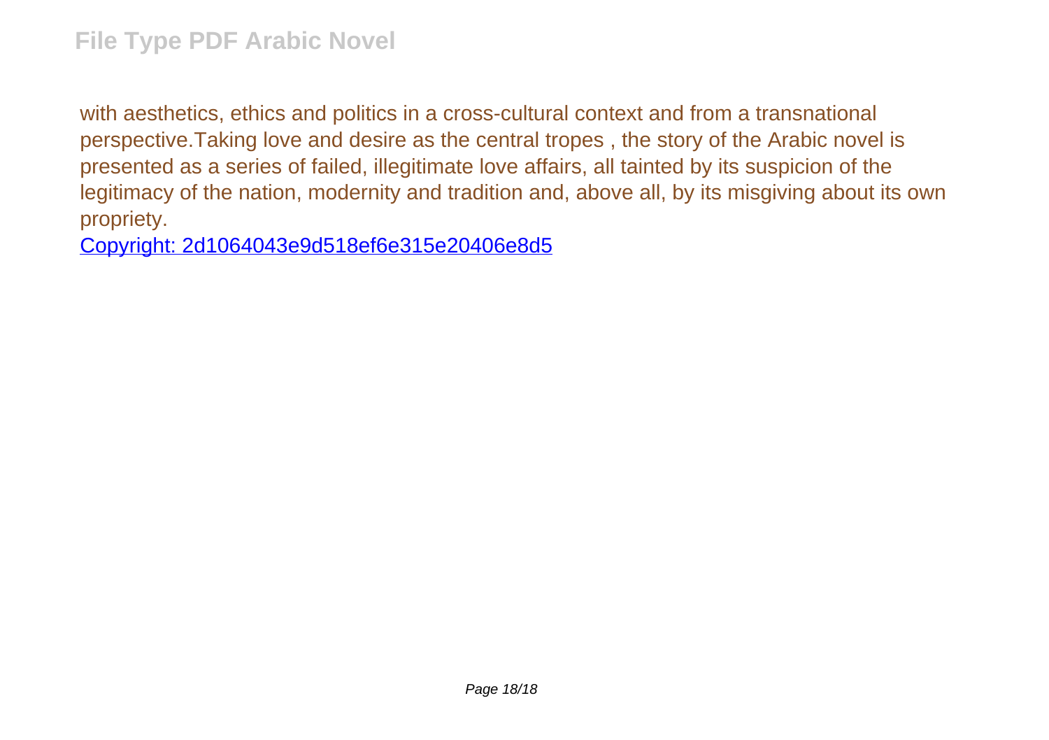with aesthetics, ethics and politics in a cross-cultural context and from a transnational perspective.Taking love and desire as the central tropes , the story of the Arabic novel is presented as a series of failed, illegitimate love affairs, all tainted by its suspicion of the legitimacy of the nation, modernity and tradition and, above all, by its misgiving about its own propriety.

Copyright: 2d1064043e9d518ef6e315e20406e8d5